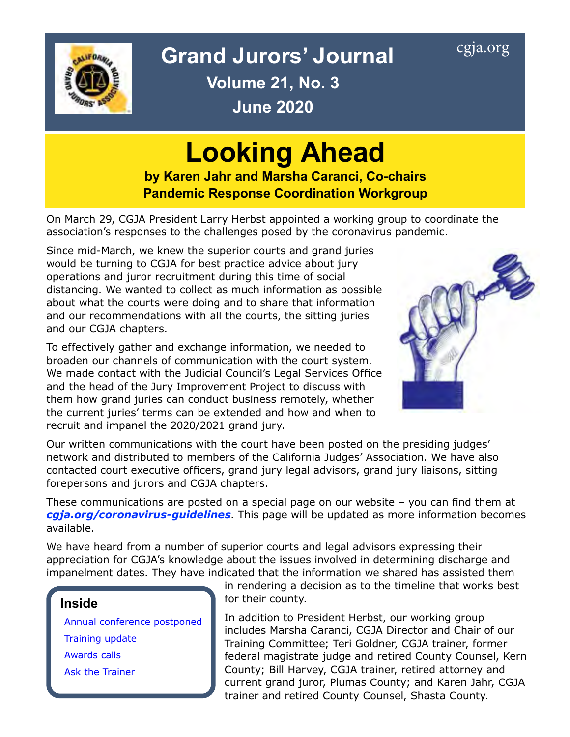# Grand Jurors' Journal

cgja.org

**Volume 21, No. 3**

**June 2020**

# Looking Ahead

**by Karen Jahr and Marsha Caranci, Co-chairs**
**Pandemic Response Coordination Workgroup**

On March 29, CGJA President Larry Herbst appointed a working group to coordinate the association's responses to the challenges posed by the coronavirus pandemic.

Since mid-March, we knew the superior courts and grand juries would be turning to CGJA for best practice advice about jury operations and juror recruitment during this time of social distancing. We wanted to collect as much information as possible about what the courts were doing and to share that information and our recommendations with all the courts, the sitting juries and our CGJA chapters.

To effectively gather and exchange information, we needed to broaden our channels of communication with the court system. We made contact with the Judicial Council's Legal Services Office and the head of the Jury Improvement Project to discuss with them how grand juries can conduct business remotely, whether the current juries' terms can be extended and how and when to recruit and impanel the 2020/2021 grand jury.

Our written communications with the court have been posted on the presiding judges' network and distributed to members of the California Judges' Association. We have also contacted court executive officers, grand jury legal advisors, grand jury liaisons, sitting forepersons and jurors and CGJA chapters.

These communications are posted on a special page on our website – you can find them at ***cgja.org/coronavirus-guidelines***. This page will be updated as more information becomes available.

We have heard from a number of superior courts and legal advisors expressing their appreciation for CGJA's knowledge about the issues involved in determining discharge and impanelment dates. They have indicated that the information we shared has assisted them in rendering a decision as to the timeline that works best for their county.

In addition to President Herbst, our working group includes Marsha Caranci, CGJA Director and Chair of our Training Committee; Teri Goldner, CGJA trainer, former federal magistrate judge and retired County Counsel, Kern County; Bill Harvey, CGJA trainer, retired attorney and current grand juror, Plumas County; and Karen Jahr, CGJA trainer and retired County Counsel, Shasta County.

**Inside**

- Annual conference postponed
- Training update
- Awards calls
- Ask the Trainer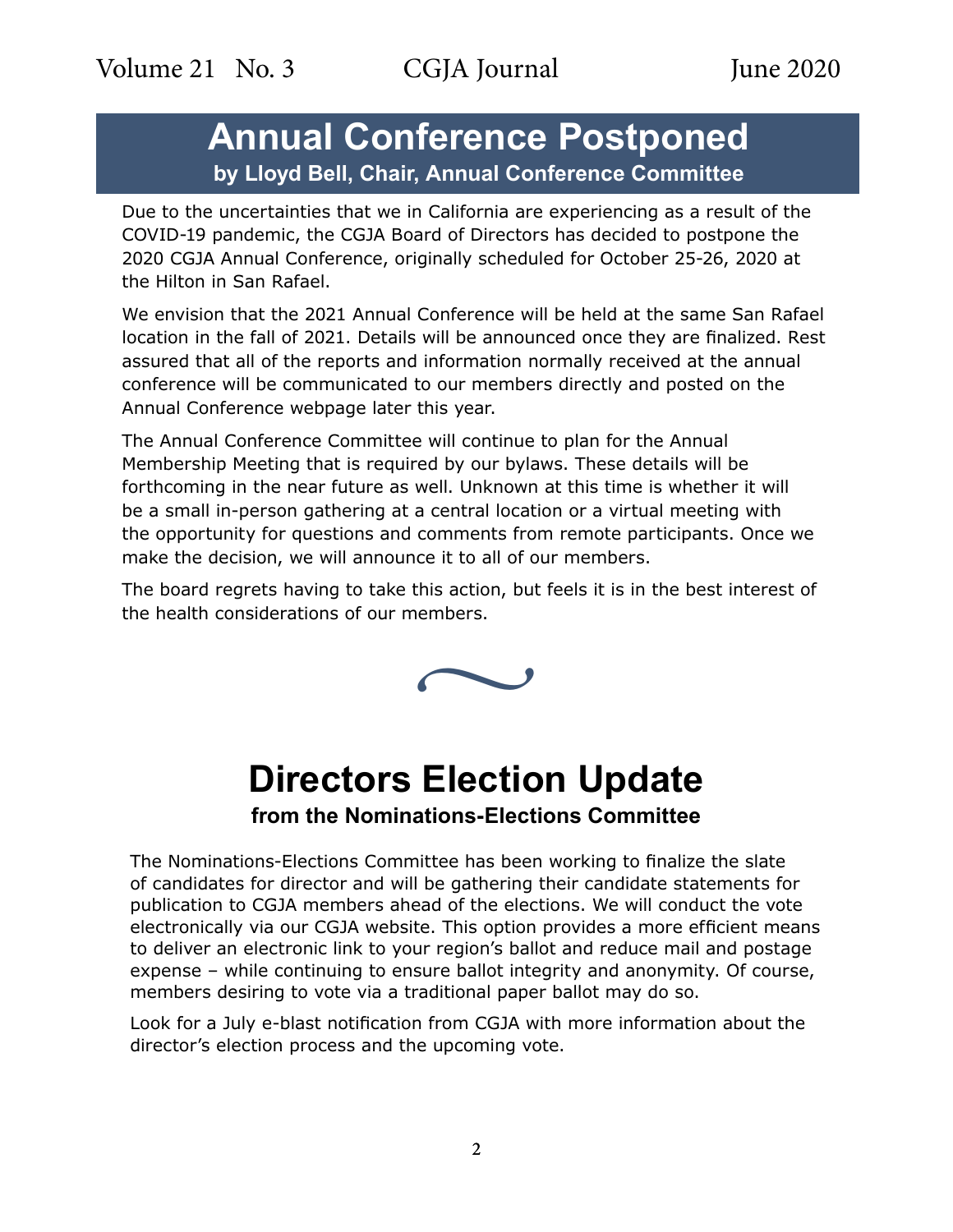# Annual Conference Postponed

**by Lloyd Bell, Chair, Annual Conference Committee**

Due to the uncertainties that we in California are experiencing as a result of the COVID-19 pandemic, the CGJA Board of Directors has decided to postpone the 2020 CGJA Annual Conference, originally scheduled for October 25-26, 2020 at the Hilton in San Rafael.

We envision that the 2021 Annual Conference will be held at the same San Rafael location in the fall of 2021. Details will be announced once they are finalized. Rest assured that all of the reports and information normally received at the annual conference will be communicated to our members directly and posted on the Annual Conference webpage later this year.

The Annual Conference Committee will continue to plan for the Annual Membership Meeting that is required by our bylaws. These details will be forthcoming in the near future as well. Unknown at this time is whether it will be a small in-person gathering at a central location or a virtual meeting with the opportunity for questions and comments from remote participants. Once we make the decision, we will announce it to all of our members.

The board regrets having to take this action, but feels it is in the best interest of the health considerations of our members.

# Directors Election Update

**from the Nominations-Elections Committee**

The Nominations-Elections Committee has been working to finalize the slate of candidates for director and will be gathering their candidate statements for publication to CGJA members ahead of the elections. We will conduct the vote electronically via our CGJA website. This option provides a more efficient means to deliver an electronic link to your region's ballot and reduce mail and postage expense – while continuing to ensure ballot integrity and anonymity. Of course, members desiring to vote via a traditional paper ballot may do so.

Look for a July e-blast notification from CGJA with more information about the director's election process and the upcoming vote.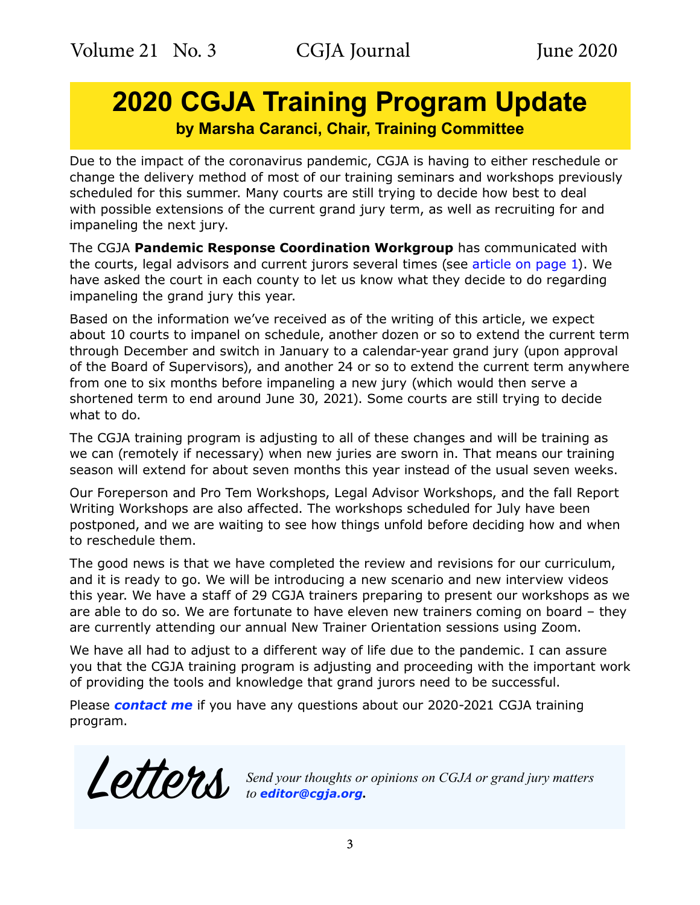# 2020 CGJA Training Program Update

**by Marsha Caranci, Chair, Training Committee**

Due to the impact of the coronavirus pandemic, CGJA is having to either reschedule or change the delivery method of most of our training seminars and workshops previously scheduled for this summer. Many courts are still trying to decide how best to deal with possible extensions of the current grand jury term, as well as recruiting for and impaneling the next jury.

The CGJA **Pandemic Response Coordination Workgroup** has communicated with the courts, legal advisors and current jurors several times (see article on page 1). We have asked the court in each county to let us know what they decide to do regarding impaneling the grand jury this year.

Based on the information we've received as of the writing of this article, we expect about 10 courts to impanel on schedule, another dozen or so to extend the current term through December and switch in January to a calendar-year grand jury (upon approval of the Board of Supervisors), and another 24 or so to extend the current term anywhere from one to six months before impaneling a new jury (which would then serve a shortened term to end around June 30, 2021). Some courts are still trying to decide what to do.

The CGJA training program is adjusting to all of these changes and will be training as we can (remotely if necessary) when new juries are sworn in. That means our training season will extend for about seven months this year instead of the usual seven weeks.

Our Foreperson and Pro Tem Workshops, Legal Advisor Workshops, and the fall Report Writing Workshops are also affected. The workshops scheduled for July have been postponed, and we are waiting to see how things unfold before deciding how and when to reschedule them.

The good news is that we have completed the review and revisions for our curriculum, and it is ready to go. We will be introducing a new scenario and new interview videos this year. We have a staff of 29 CGJA trainers preparing to present our workshops as we are able to do so. We are fortunate to have eleven new trainers coming on board – they are currently attending our annual New Trainer Orientation sessions using Zoom.

We have all had to adjust to a different way of life due to the pandemic. I can assure you that the CGJA training program is adjusting and proceeding with the important work of providing the tools and knowledge that grand jurors need to be successful.

Please ***contact me*** if you have any questions about our 2020-2021 CGJA training program.

## Letters

*Send your thoughts or opinions on CGJA or grand jury matters to **editor@cgja.org**.*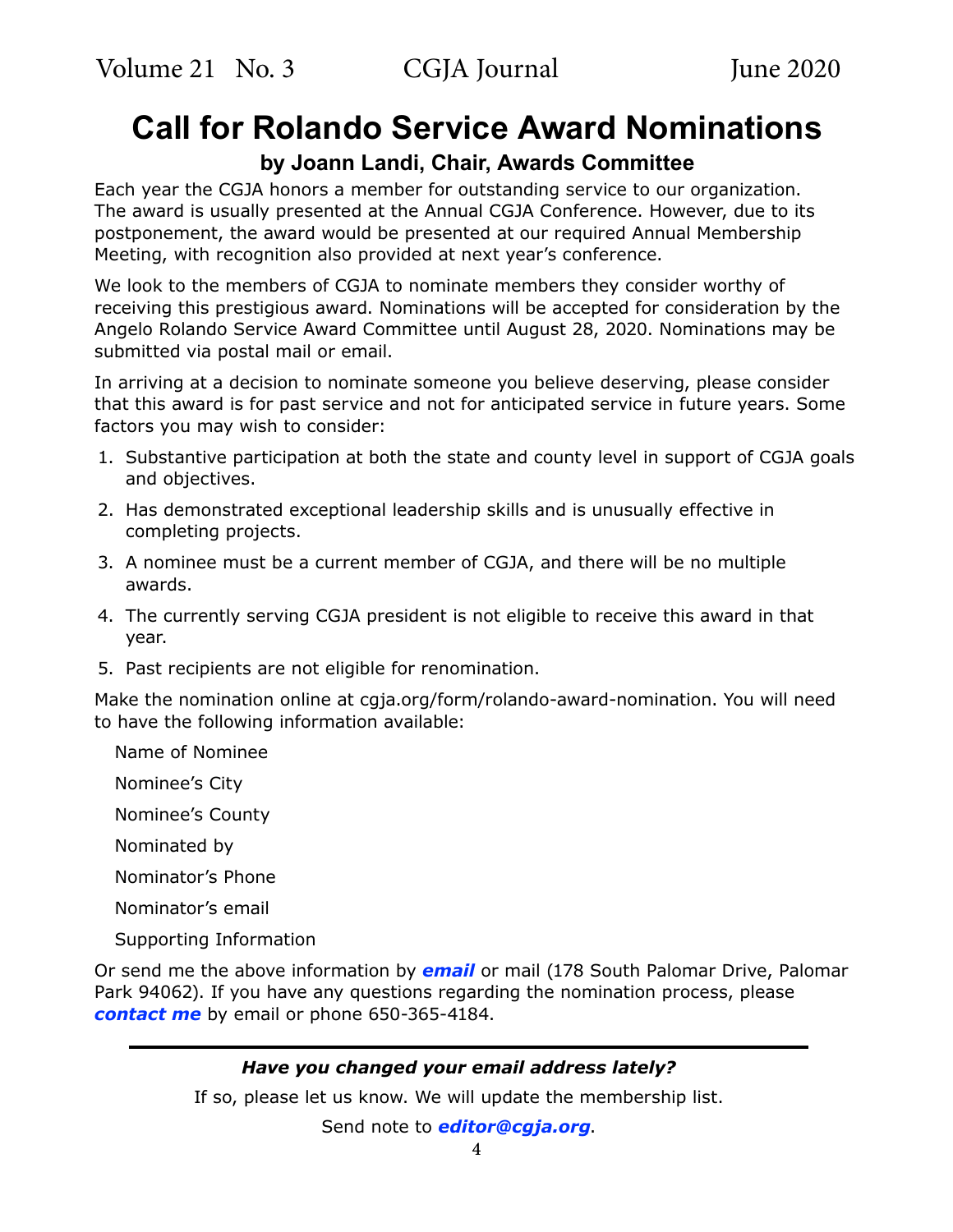# Call for Rolando Service Award Nominations

### by Joann Landi, Chair, Awards Committee

Each year the CGJA honors a member for outstanding service to our organization. The award is usually presented at the Annual CGJA Conference. However, due to its postponement, the award would be presented at our required Annual Membership Meeting, with recognition also provided at next year's conference.

We look to the members of CGJA to nominate members they consider worthy of receiving this prestigious award. Nominations will be accepted for consideration by the Angelo Rolando Service Award Committee until August 28, 2020. Nominations may be submitted via postal mail or email.

In arriving at a decision to nominate someone you believe deserving, please consider that this award is for past service and not for anticipated service in future years. Some factors you may wish to consider:

1. Substantive participation at both the state and county level in support of CGJA goals and objectives.
2. Has demonstrated exceptional leadership skills and is unusually effective in completing projects.
3. A nominee must be a current member of CGJA, and there will be no multiple awards.
4. The currently serving CGJA president is not eligible to receive this award in that year.
5. Past recipients are not eligible for renomination.

Make the nomination online at cgja.org/form/rolando-award-nomination. You will need to have the following information available:

Name of Nominee

Nominee's City

Nominee's County

Nominated by

Nominator's Phone

Nominator's email

Supporting Information

Or send me the above information by ***email*** or mail (178 South Palomar Drive, Palomar Park 94062). If you have any questions regarding the nomination process, please ***contact me*** by email or phone 650-365-4184.

---

***Have you changed your email address lately?***

If so, please let us know. We will update the membership list.

Send note to ***editor@cgja.org***.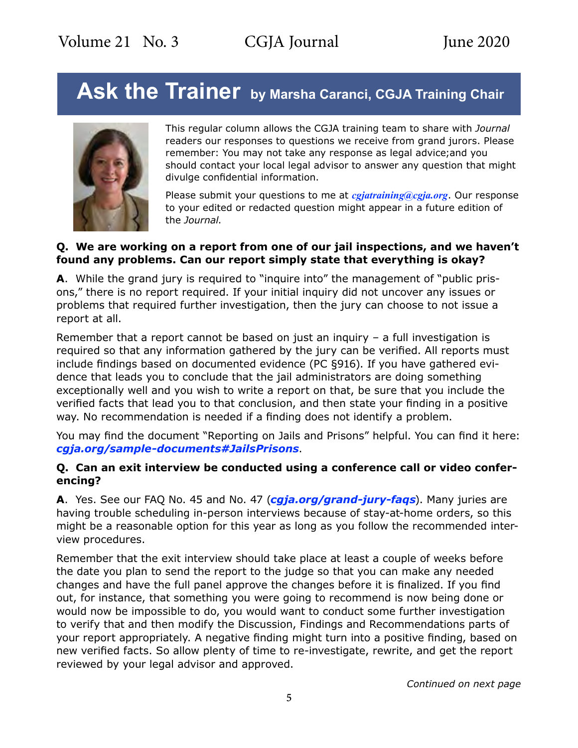# Ask the Trainer by Marsha Caranci, CGJA Training Chair

This regular column allows the CGJA training team to share with *Journal* readers our responses to questions we receive from grand jurors. Please remember: You may not take any response as legal advice;and you should contact your local legal advisor to answer any question that might divulge confidential information.

Please submit your questions to me at *cgjatraining@cgja.org*. Our response to your edited or redacted question might appear in a future edition of the *Journal*.

**Q. We are working on a report from one of our jail inspections, and we haven't found any problems. Can our report simply state that everything is okay?**

**A**. While the grand jury is required to "inquire into" the management of "public prisons," there is no report required. If your initial inquiry did not uncover any issues or problems that required further investigation, then the jury can choose to not issue a report at all.

Remember that a report cannot be based on just an inquiry – a full investigation is required so that any information gathered by the jury can be verified. All reports must include findings based on documented evidence (PC §916). If you have gathered evidence that leads you to conclude that the jail administrators are doing something exceptionally well and you wish to write a report on that, be sure that you include the verified facts that lead you to that conclusion, and then state your finding in a positive way. No recommendation is needed if a finding does not identify a problem.

You may find the document "Reporting on Jails and Prisons" helpful. You can find it here: ***cgja.org/sample-documents#JailsPrisons***.

**Q. Can an exit interview be conducted using a conference call or video conferencing?**

**A**. Yes. See our FAQ No. 45 and No. 47 (***cgja.org/grand-jury-faqs***). Many juries are having trouble scheduling in-person interviews because of stay-at-home orders, so this might be a reasonable option for this year as long as you follow the recommended interview procedures.

Remember that the exit interview should take place at least a couple of weeks before the date you plan to send the report to the judge so that you can make any needed changes and have the full panel approve the changes before it is finalized. If you find out, for instance, that something you were going to recommend is now being done or would now be impossible to do, you would want to conduct some further investigation to verify that and then modify the Discussion, Findings and Recommendations parts of your report appropriately. A negative finding might turn into a positive finding, based on new verified facts. So allow plenty of time to re-investigate, rewrite, and get the report reviewed by your legal advisor and approved.

*Continued on next page*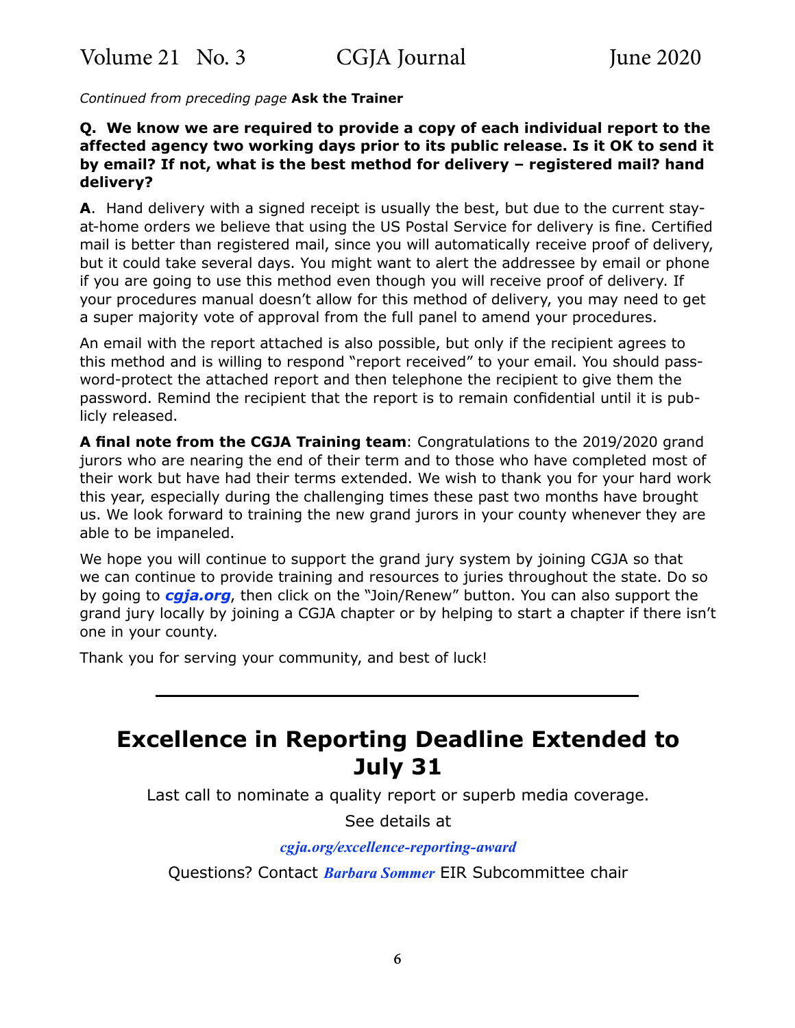*Continued from preceding page* **Ask the Trainer**

**Q. We know we are required to provide a copy of each individual report to the affected agency two working days prior to its public release. Is it OK to send it by email? If not, what is the best method for delivery – registered mail? hand delivery?**

**A**. Hand delivery with a signed receipt is usually the best, but due to the current stay-at-home orders we believe that using the US Postal Service for delivery is fine. Certified mail is better than registered mail, since you will automatically receive proof of delivery, but it could take several days. You might want to alert the addressee by email or phone if you are going to use this method even though you will receive proof of delivery. If your procedures manual doesn't allow for this method of delivery, you may need to get a super majority vote of approval from the full panel to amend your procedures.

An email with the report attached is also possible, but only if the recipient agrees to this method and is willing to respond "report received" to your email. You should password-protect the attached report and then telephone the recipient to give them the password. Remind the recipient that the report is to remain confidential until it is publicly released.

**A final note from the CGJA Training team**: Congratulations to the 2019/2020 grand jurors who are nearing the end of their term and to those who have completed most of their work but have had their terms extended. We wish to thank you for your hard work this year, especially during the challenging times these past two months have brought us. We look forward to training the new grand jurors in your county whenever they are able to be impaneled.

We hope you will continue to support the grand jury system by joining CGJA so that we can continue to provide training and resources to juries throughout the state. Do so by going to ***cgja.org***, then click on the "Join/Renew" button. You can also support the grand jury locally by joining a CGJA chapter or by helping to start a chapter if there isn't one in your county.

Thank you for serving your community, and best of luck!

---

# Excellence in Reporting Deadline Extended to July 31

Last call to nominate a quality report or superb media coverage.

See details at

***cgja.org/excellence-reporting-award***

Questions? Contact ***Barbara Sommer*** EIR Subcommittee chair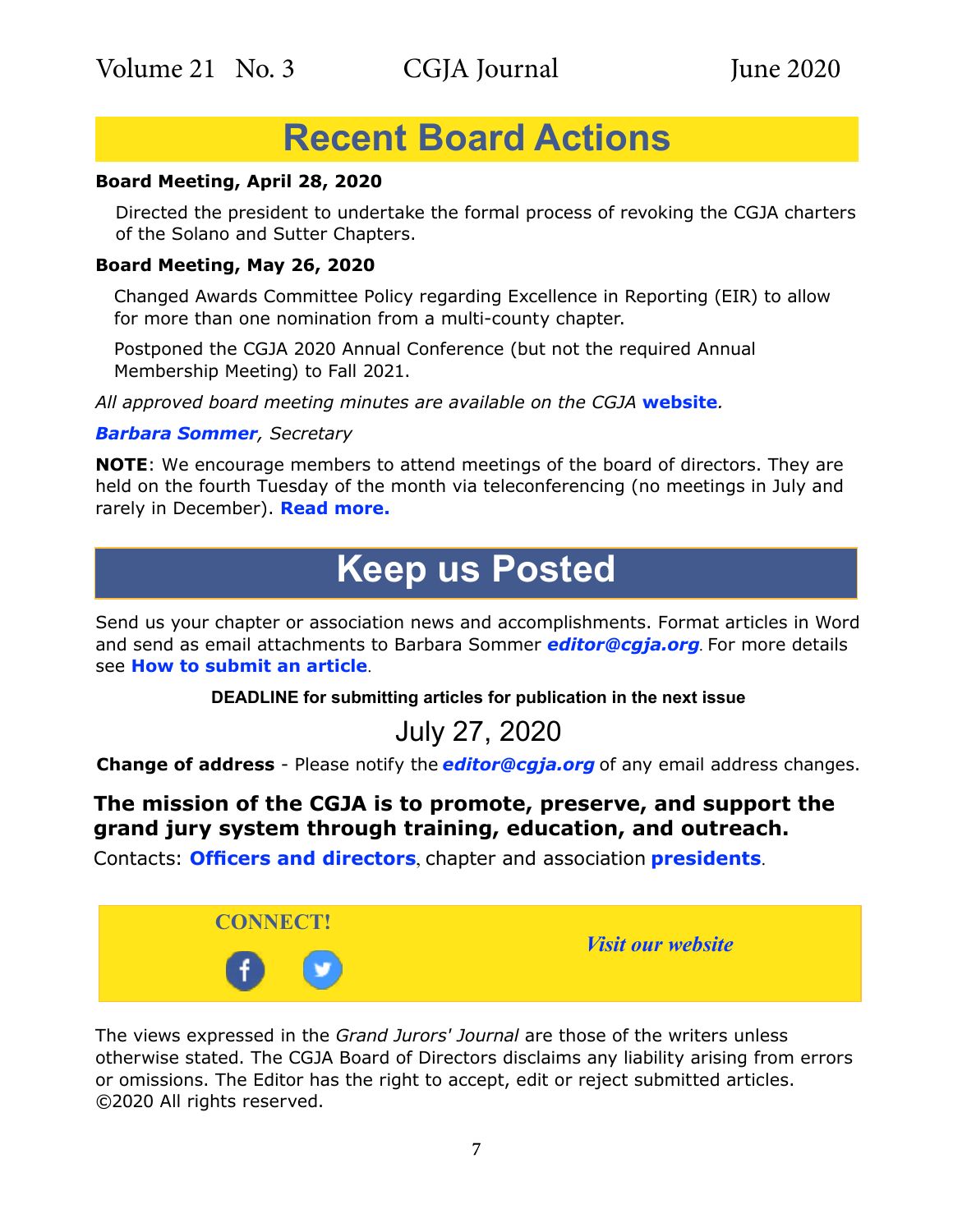# Recent Board Actions

**Board Meeting, April 28, 2020**

Directed the president to undertake the formal process of revoking the CGJA charters of the Solano and Sutter Chapters.

**Board Meeting, May 26, 2020**

Changed Awards Committee Policy regarding Excellence in Reporting (EIR) to allow for more than one nomination from a multi-county chapter.

Postponed the CGJA 2020 Annual Conference (but not the required Annual Membership Meeting) to Fall 2021.

*All approved board meeting minutes are available on the CGJA* ***website****.*

***Barbara Sommer****, Secretary*

**NOTE**: We encourage members to attend meetings of the board of directors. They are held on the fourth Tuesday of the month via teleconferencing (no meetings in July and rarely in December). **Read more.**

# Keep us Posted

Send us your chapter or association news and accomplishments. Format articles in Word and send as email attachments to Barbara Sommer ***editor@cgja.org***. For more details see **How to submit an article**.

**DEADLINE for submitting articles for publication in the next issue**

July 27, 2020

**Change of address** - Please notify the ***editor@cgja.org*** of any email address changes.

**The mission of the CGJA is to promote, preserve, and support the grand jury system through training, education, and outreach.**

Contacts: **Officers and directors**, chapter and association **presidents**.

**CONNECT!**

***Visit our website***

The views expressed in the *Grand Jurors' Journal* are those of the writers unless otherwise stated. The CGJA Board of Directors disclaims any liability arising from errors or omissions. The Editor has the right to accept, edit or reject submitted articles. ©2020 All rights reserved.